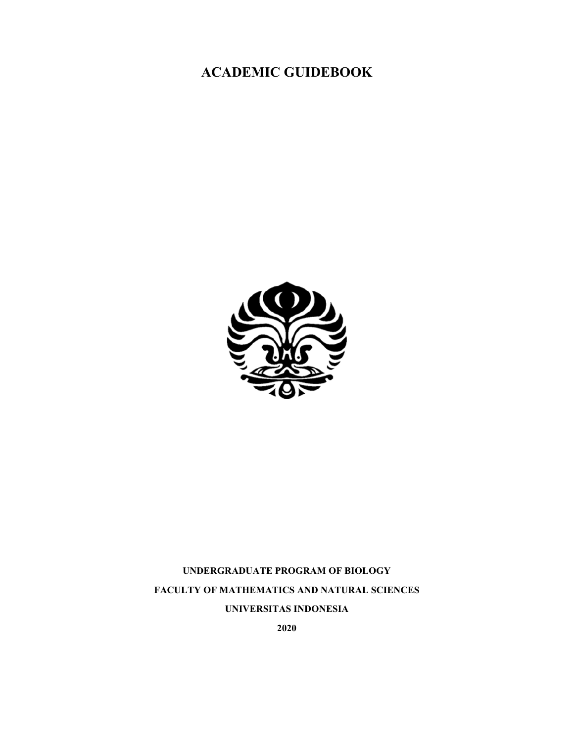# ACADEMIC GUIDEBOOK

**UNDERGRADUATE PROGRAM OF BIOLOGY**

**FACULTY OF MATHEMATICS AND NATURAL SCIENCES**

**UNIVERSITAS INDONESIA**

**2020**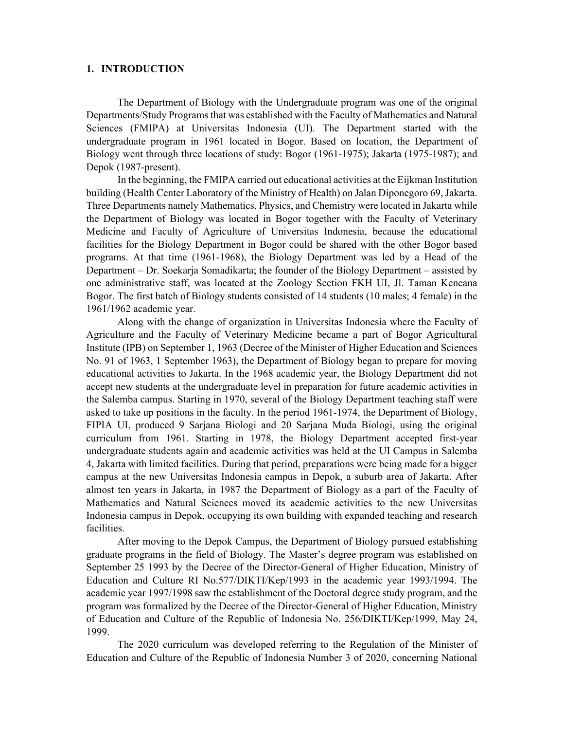## 1. INTRODUCTION

The Department of Biology with the Undergraduate program was one of the original Departments/Study Programs that was established with the Faculty of Mathematics and Natural Sciences (FMIPA) at Universitas Indonesia (UI). The Department started with the undergraduate program in 1961 located in Bogor. Based on location, the Department of Biology went through three locations of study: Bogor (1961-1975); Jakarta (1975-1987); and Depok (1987-present).

In the beginning, the FMIPA carried out educational activities at the Eijkman Institution building (Health Center Laboratory of the Ministry of Health) on Jalan Diponegoro 69, Jakarta. Three Departments namely Mathematics, Physics, and Chemistry were located in Jakarta while the Department of Biology was located in Bogor together with the Faculty of Veterinary Medicine and Faculty of Agriculture of Universitas Indonesia, because the educational facilities for the Biology Department in Bogor could be shared with the other Bogor based programs. At that time (1961-1968), the Biology Department was led by a Head of the Department – Dr. Soekarja Somadikarta; the founder of the Biology Department – assisted by one administrative staff, was located at the Zoology Section FKH UI, Jl. Taman Kencana Bogor. The first batch of Biology students consisted of 14 students (10 males; 4 female) in the 1961/1962 academic year.

Along with the change of organization in Universitas Indonesia where the Faculty of Agriculture and the Faculty of Veterinary Medicine became a part of Bogor Agricultural Institute (IPB) on September 1, 1963 (Decree of the Minister of Higher Education and Sciences No. 91 of 1963, 1 September 1963), the Department of Biology began to prepare for moving educational activities to Jakarta. In the 1968 academic year, the Biology Department did not accept new students at the undergraduate level in preparation for future academic activities in the Salemba campus. Starting in 1970, several of the Biology Department teaching staff were asked to take up positions in the faculty. In the period 1961-1974, the Department of Biology, FIPIA UI, produced 9 Sarjana Biologi and 20 Sarjana Muda Biologi, using the original curriculum from 1961. Starting in 1978, the Biology Department accepted first-year undergraduate students again and academic activities was held at the UI Campus in Salemba 4, Jakarta with limited facilities. During that period, preparations were being made for a bigger campus at the new Universitas Indonesia campus in Depok, a suburb area of Jakarta. After almost ten years in Jakarta, in 1987 the Department of Biology as a part of the Faculty of Mathematics and Natural Sciences moved its academic activities to the new Universitas Indonesia campus in Depok, occupying its own building with expanded teaching and research facilities.

After moving to the Depok Campus, the Department of Biology pursued establishing graduate programs in the field of Biology. The Master's degree program was established on September 25 1993 by the Decree of the Director-General of Higher Education, Ministry of Education and Culture RI No.577/DIKTI/Kep/1993 in the academic year 1993/1994. The academic year 1997/1998 saw the establishment of the Doctoral degree study program, and the program was formalized by the Decree of the Director-General of Higher Education, Ministry of Education and Culture of the Republic of Indonesia No. 256/DIKTI/Kep/1999, May 24, 1999.

The 2020 curriculum was developed referring to the Regulation of the Minister of Education and Culture of the Republic of Indonesia Number 3 of 2020, concerning National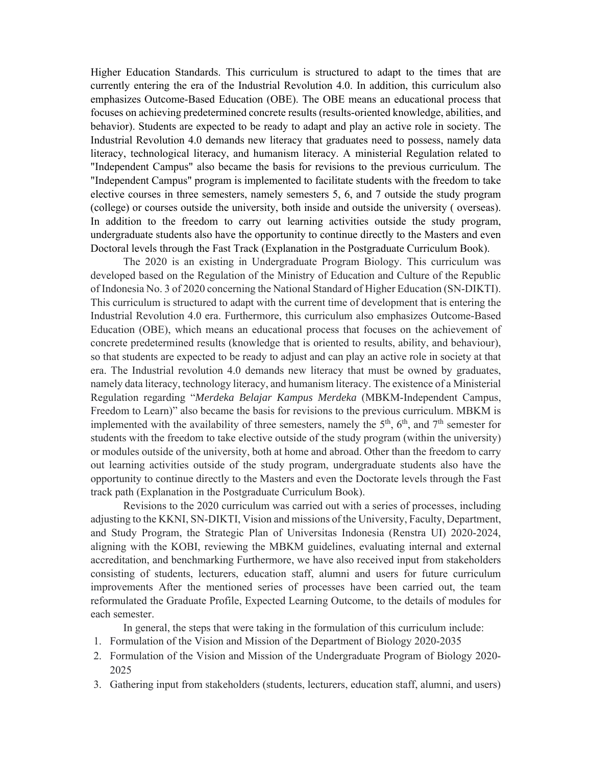Higher Education Standards. This curriculum is structured to adapt to the times that are currently entering the era of the Industrial Revolution 4.0. In addition, this curriculum also emphasizes Outcome-Based Education (OBE). The OBE means an educational process that focuses on achieving predetermined concrete results (results-oriented knowledge, abilities, and behavior). Students are expected to be ready to adapt and play an active role in society. The Industrial Revolution 4.0 demands new literacy that graduates need to possess, namely data literacy, technological literacy, and humanism literacy. A ministerial Regulation related to "Independent Campus" also became the basis for revisions to the previous curriculum. The "Independent Campus" program is implemented to facilitate students with the freedom to take elective courses in three semesters, namely semesters 5, 6, and 7 outside the study program (college) or courses outside the university, both inside and outside the university ( overseas). In addition to the freedom to carry out learning activities outside the study program, undergraduate students also have the opportunity to continue directly to the Masters and even Doctoral levels through the Fast Track (Explanation in the Postgraduate Curriculum Book).

The 2020 is an existing in Undergraduate Program Biology. This curriculum was developed based on the Regulation of the Ministry of Education and Culture of the Republic of Indonesia No. 3 of 2020 concerning the National Standard of Higher Education (SN-DIKTI). This curriculum is structured to adapt with the current time of development that is entering the Industrial Revolution 4.0 era. Furthermore, this curriculum also emphasizes Outcome-Based Education (OBE), which means an educational process that focuses on the achievement of concrete predetermined results (knowledge that is oriented to results, ability, and behaviour), so that students are expected to be ready to adjust and can play an active role in society at that era. The Industrial revolution 4.0 demands new literacy that must be owned by graduates, namely data literacy, technology literacy, and humanism literacy. The existence of a Ministerial Regulation regarding "*Merdeka Belajar Kampus Merdeka* (MBKM-Independent Campus, Freedom to Learn)" also became the basis for revisions to the previous curriculum. MBKM is implemented with the availability of three semesters, namely the 5th, 6th, and 7th semester for students with the freedom to take elective outside of the study program (within the university) or modules outside of the university, both at home and abroad. Other than the freedom to carry out learning activities outside of the study program, undergraduate students also have the opportunity to continue directly to the Masters and even the Doctorate levels through the Fast track path (Explanation in the Postgraduate Curriculum Book).

Revisions to the 2020 curriculum was carried out with a series of processes, including adjusting to the KKNI, SN-DIKTI, Vision and missions of the University, Faculty, Department, and Study Program, the Strategic Plan of Universitas Indonesia (Renstra UI) 2020-2024, aligning with the KOBI, reviewing the MBKM guidelines, evaluating internal and external accreditation, and benchmarking Furthermore, we have also received input from stakeholders consisting of students, lecturers, education staff, alumni and users for future curriculum improvements After the mentioned series of processes have been carried out, the team reformulated the Graduate Profile, Expected Learning Outcome, to the details of modules for each semester.

In general, the steps that were taking in the formulation of this curriculum include:

1. Formulation of the Vision and Mission of the Department of Biology 2020-2035
2. Formulation of the Vision and Mission of the Undergraduate Program of Biology 2020-2025
3. Gathering input from stakeholders (students, lecturers, education staff, alumni, and users)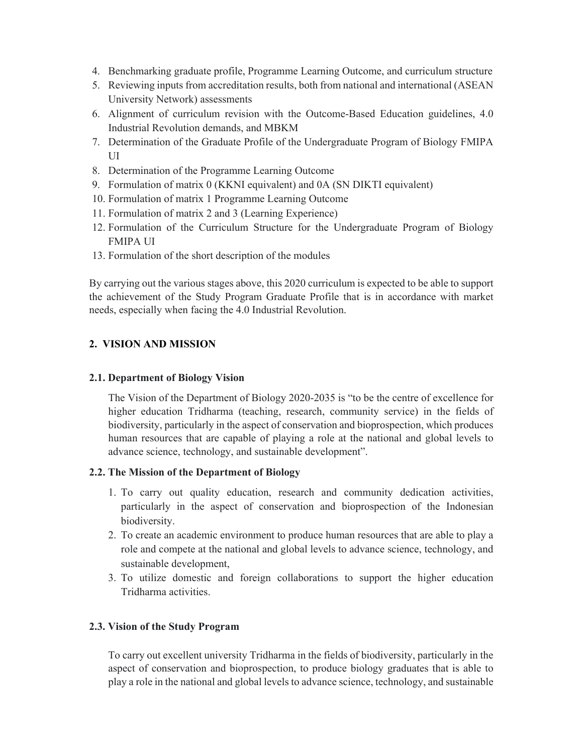4. Benchmarking graduate profile, Programme Learning Outcome, and curriculum structure
5. Reviewing inputs from accreditation results, both from national and international (ASEAN University Network) assessments
6. Alignment of curriculum revision with the Outcome-Based Education guidelines, 4.0 Industrial Revolution demands, and MBKM
7. Determination of the Graduate Profile of the Undergraduate Program of Biology FMIPA UI
8. Determination of the Programme Learning Outcome
9. Formulation of matrix 0 (KKNI equivalent) and 0A (SN DIKTI equivalent)
10. Formulation of matrix 1 Programme Learning Outcome
11. Formulation of matrix 2 and 3 (Learning Experience)
12. Formulation of the Curriculum Structure for the Undergraduate Program of Biology FMIPA UI
13. Formulation of the short description of the modules

By carrying out the various stages above, this 2020 curriculum is expected to be able to support the achievement of the Study Program Graduate Profile that is in accordance with market needs, especially when facing the 4.0 Industrial Revolution.

## 2. VISION AND MISSION

### 2.1. Department of Biology Vision

The Vision of the Department of Biology 2020-2035 is "to be the centre of excellence for higher education Tridharma (teaching, research, community service) in the fields of biodiversity, particularly in the aspect of conservation and bioprospection, which produces human resources that are capable of playing a role at the national and global levels to advance science, technology, and sustainable development".

### 2.2. The Mission of the Department of Biology

1. To carry out quality education, research and community dedication activities, particularly in the aspect of conservation and bioprospection of the Indonesian biodiversity.
2. To create an academic environment to produce human resources that are able to play a role and compete at the national and global levels to advance science, technology, and sustainable development,
3. To utilize domestic and foreign collaborations to support the higher education Tridharma activities.

### 2.3. Vision of the Study Program

To carry out excellent university Tridharma in the fields of biodiversity, particularly in the aspect of conservation and bioprospection, to produce biology graduates that is able to play a role in the national and global levels to advance science, technology, and sustainable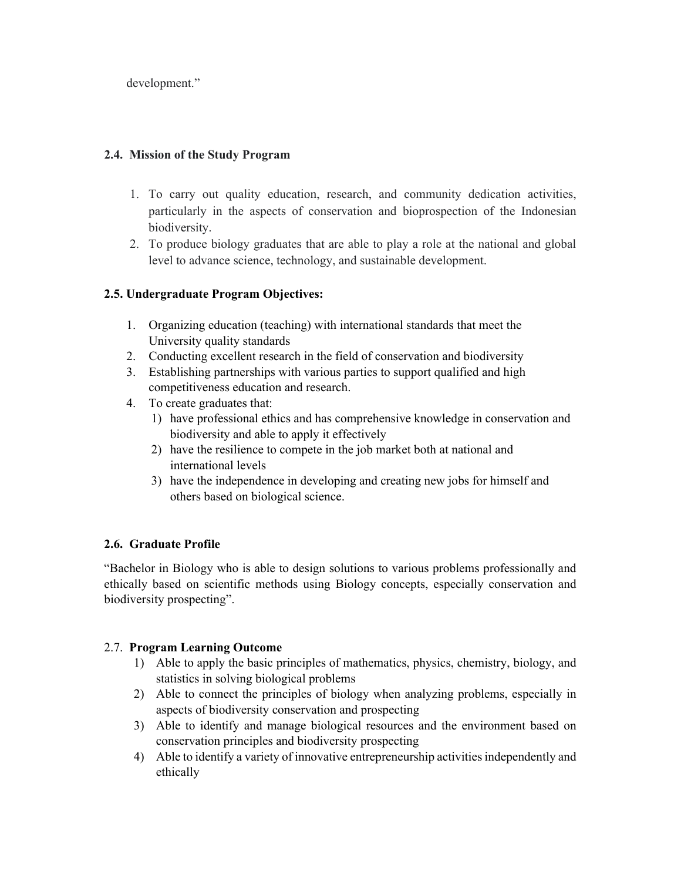development."

## 2.4. Mission of the Study Program

1. To carry out quality education, research, and community dedication activities, particularly in the aspects of conservation and bioprospection of the Indonesian biodiversity.
2. To produce biology graduates that are able to play a role at the national and global level to advance science, technology, and sustainable development.

## 2.5. Undergraduate Program Objectives:

1. Organizing education (teaching) with international standards that meet the University quality standards
2. Conducting excellent research in the field of conservation and biodiversity
3. Establishing partnerships with various parties to support qualified and high competitiveness education and research.
4. To create graduates that:
   1) have professional ethics and has comprehensive knowledge in conservation and biodiversity and able to apply it effectively
   2) have the resilience to compete in the job market both at national and international levels
   3) have the independence in developing and creating new jobs for himself and others based on biological science.

## 2.6. Graduate Profile

"Bachelor in Biology who is able to design solutions to various problems professionally and ethically based on scientific methods using Biology concepts, especially conservation and biodiversity prospecting".

## 2.7. Program Learning Outcome

1) Able to apply the basic principles of mathematics, physics, chemistry, biology, and statistics in solving biological problems
2) Able to connect the principles of biology when analyzing problems, especially in aspects of biodiversity conservation and prospecting
3) Able to identify and manage biological resources and the environment based on conservation principles and biodiversity prospecting
4) Able to identify a variety of innovative entrepreneurship activities independently and ethically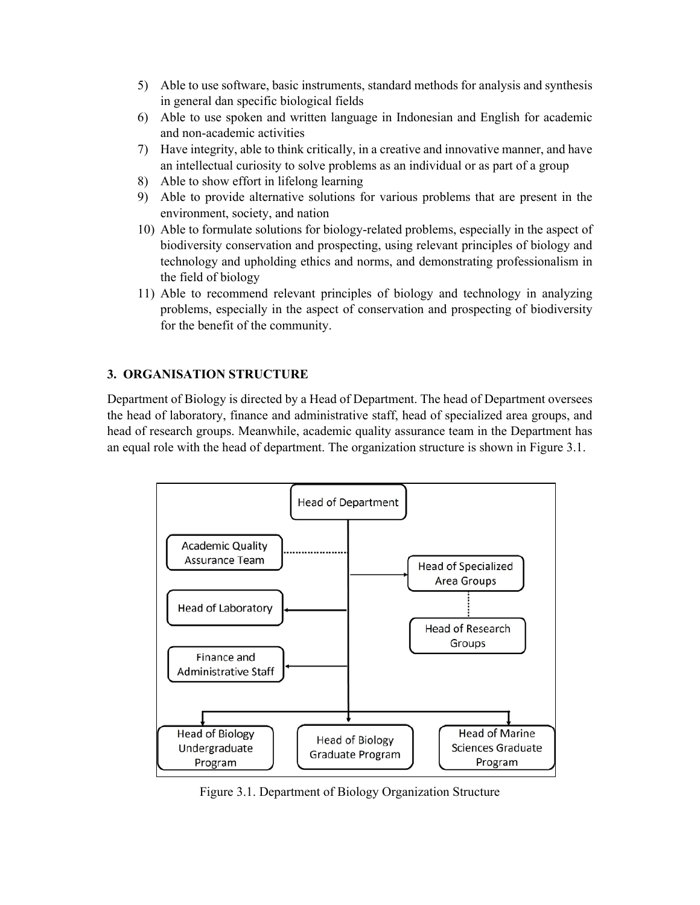5) Able to use software, basic instruments, standard methods for analysis and synthesis in general dan specific biological fields
6) Able to use spoken and written language in Indonesian and English for academic and non-academic activities
7) Have integrity, able to think critically, in a creative and innovative manner, and have an intellectual curiosity to solve problems as an individual or as part of a group
8) Able to show effort in lifelong learning
9) Able to provide alternative solutions for various problems that are present in the environment, society, and nation
10) Able to formulate solutions for biology-related problems, especially in the aspect of biodiversity conservation and prospecting, using relevant principles of biology and technology and upholding ethics and norms, and demonstrating professionalism in the field of biology
11) Able to recommend relevant principles of biology and technology in analyzing problems, especially in the aspect of conservation and prospecting of biodiversity for the benefit of the community.

## 3. ORGANISATION STRUCTURE

Department of Biology is directed by a Head of Department. The head of Department oversees the head of laboratory, finance and administrative staff, head of specialized area groups, and head of research groups. Meanwhile, academic quality assurance team in the Department has an equal role with the head of department. The organization structure is shown in Figure 3.1.

Figure 3.1. Department of Biology Organization Structure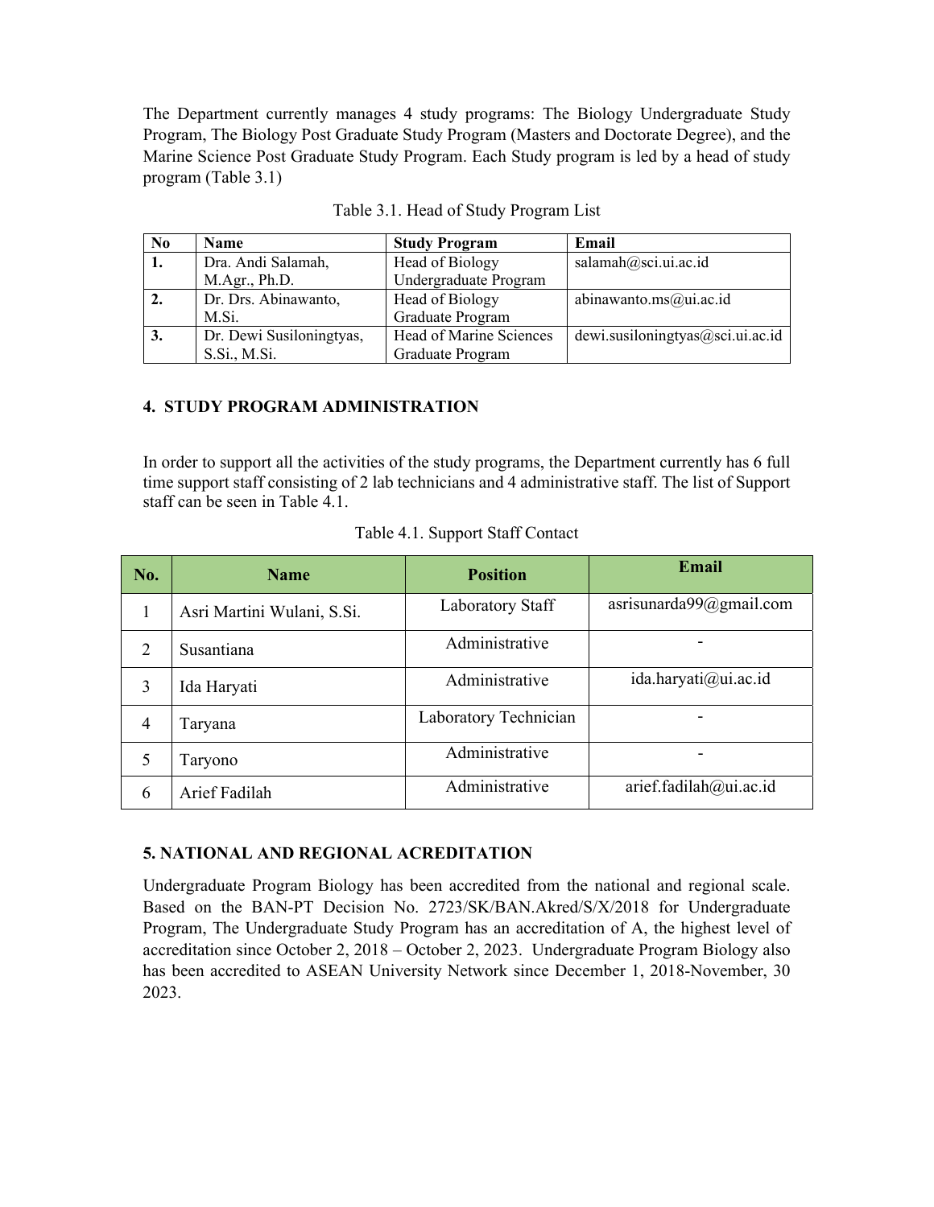The Department currently manages 4 study programs: The Biology Undergraduate Study Program, The Biology Post Graduate Study Program (Masters and Doctorate Degree), and the Marine Science Post Graduate Study Program. Each Study program is led by a head of study program (Table 3.1)

Table 3.1. Head of Study Program List

| No | Name | Study Program | Email |
|---|---|---|---|
| **1.** | Dra. Andi Salamah, M.Agr., Ph.D. | Head of Biology Undergraduate Program | salamah@sci.ui.ac.id |
| **2.** | Dr. Drs. Abinawanto, M.Si. | Head of Biology Graduate Program | abinawanto.ms@ui.ac.id |
| **3.** | Dr. Dewi Susiloningtyas, S.Si., M.Si. | Head of Marine Sciences Graduate Program | dewi.susiloningtyas@sci.ui.ac.id |

## 4. STUDY PROGRAM ADMINISTRATION

In order to support all the activities of the study programs, the Department currently has 6 full time support staff consisting of 2 lab technicians and 4 administrative staff. The list of Support staff can be seen in Table 4.1.

Table 4.1. Support Staff Contact

| No. | Name | Position | Email |
|---|---|---|---|
| 1 | Asri Martini Wulani, S.Si. | Laboratory Staff | asrisunarda99@gmail.com |
| 2 | Susantiana | Administrative | - |
| 3 | Ida Haryati | Administrative | ida.haryati@ui.ac.id |
| 4 | Taryana | Laboratory Technician | - |
| 5 | Taryono | Administrative | - |
| 6 | Arief Fadilah | Administrative | arief.fadilah@ui.ac.id |

## 5. NATIONAL AND REGIONAL ACREDITATION

Undergraduate Program Biology has been accredited from the national and regional scale. Based on the BAN-PT Decision No. 2723/SK/BAN.Akred/S/X/2018 for Undergraduate Program, The Undergraduate Study Program has an accreditation of A, the highest level of accreditation since October 2, 2018 – October 2, 2023. Undergraduate Program Biology also has been accredited to ASEAN University Network since December 1, 2018-November, 30 2023.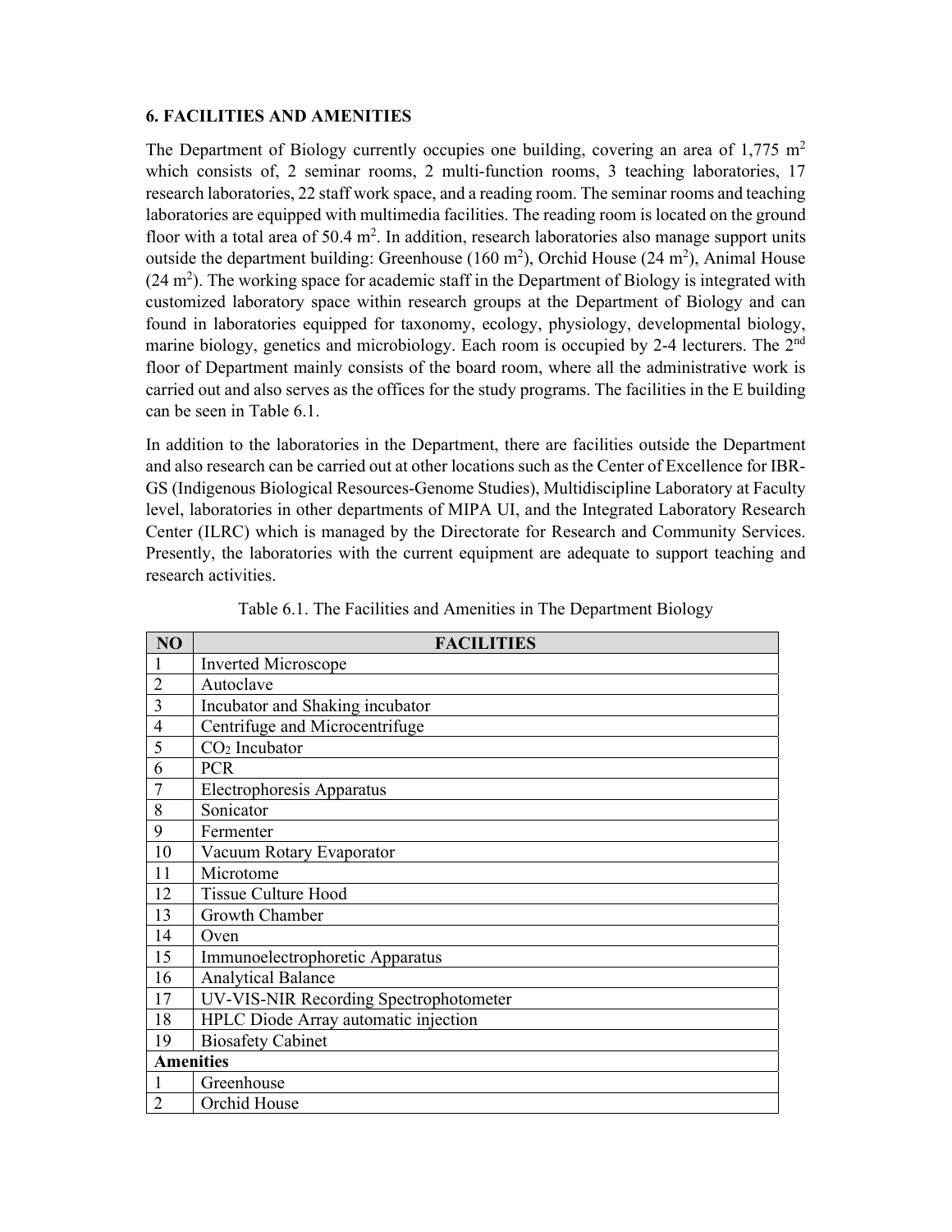## 6. FACILITIES AND AMENITIES

The Department of Biology currently occupies one building, covering an area of 1,775 $m^2$ which consists of, 2 seminar rooms, 2 multi-function rooms, 3 teaching laboratories, 17 research laboratories, 22 staff work space, and a reading room. The seminar rooms and teaching laboratories are equipped with multimedia facilities. The reading room is located on the ground floor with a total area of 50.4 $m^2$. In addition, research laboratories also manage support units outside the department building: Greenhouse (160 $m^2$), Orchid House (24 $m^2$), Animal House (24 $m^2$). The working space for academic staff in the Department of Biology is integrated with customized laboratory space within research groups at the Department of Biology and can found in laboratories equipped for taxonomy, ecology, physiology, developmental biology, marine biology, genetics and microbiology. Each room is occupied by 2-4 lecturers. The 2nd floor of Department mainly consists of the board room, where all the administrative work is carried out and also serves as the offices for the study programs. The facilities in the E building can be seen in Table 6.1.

In addition to the laboratories in the Department, there are facilities outside the Department and also research can be carried out at other locations such as the Center of Excellence for IBR-GS (Indigenous Biological Resources-Genome Studies), Multidiscipline Laboratory at Faculty level, laboratories in other departments of MIPA UI, and the Integrated Laboratory Research Center (ILRC) which is managed by the Directorate for Research and Community Services. Presently, the laboratories with the current equipment are adequate to support teaching and research activities.

Table 6.1. The Facilities and Amenities in The Department Biology

| NO | FACILITIES |
|---|---|
| 1 | Inverted Microscope |
| 2 | Autoclave |
| 3 | Incubator and Shaking incubator |
| 4 | Centrifuge and Microcentrifuge |
| 5 | $CO_2$ Incubator |
| 6 | PCR |
| 7 | Electrophoresis Apparatus |
| 8 | Sonicator |
| 9 | Fermenter |
| 10 | Vacuum Rotary Evaporator |
| 11 | Microtome |
| 12 | Tissue Culture Hood |
| 13 | Growth Chamber |
| 14 | Oven |
| 15 | Immunoelectrophoretic Apparatus |
| 16 | Analytical Balance |
| 17 | UV-VIS-NIR Recording Spectrophotometer |
| 18 | HPLC Diode Array automatic injection |
| 19 | Biosafety Cabinet |
| **Amenities** | |
| 1 | Greenhouse |
| 2 | Orchid House |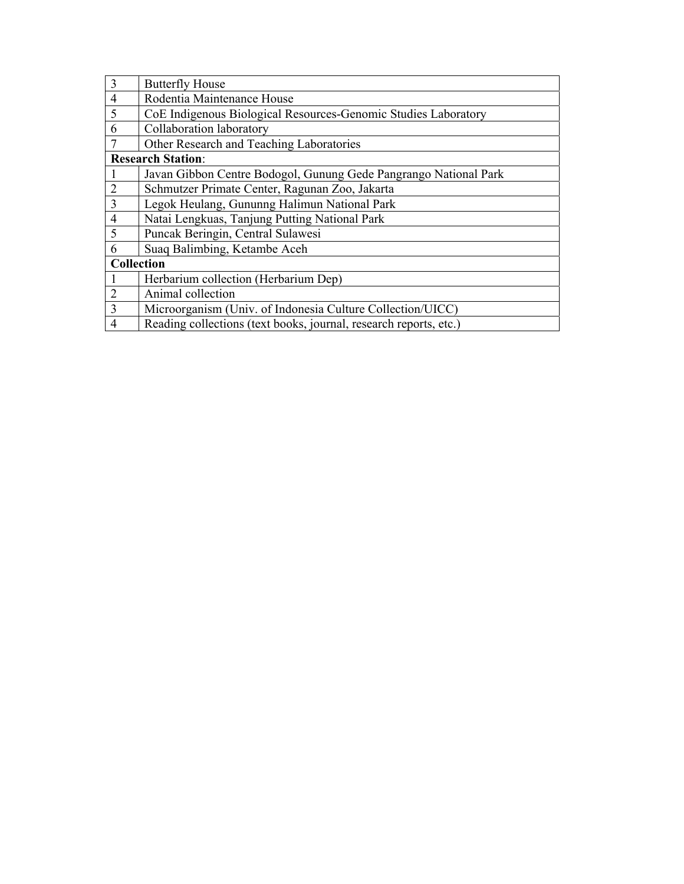| | |
|---|---|
| 3 | Butterfly House |
| 4 | Rodentia Maintenance House |
| 5 | CoE Indigenous Biological Resources-Genomic Studies Laboratory |
| 6 | Collaboration laboratory |
| 7 | Other Research and Teaching Laboratories |
| **Research Station**: | |
| 1 | Javan Gibbon Centre Bodogol, Gunung Gede Pangrango National Park |
| 2 | Schmutzer Primate Center, Ragunan Zoo, Jakarta |
| 3 | Legok Heulang, Gununng Halimun National Park |
| 4 | Natai Lengkuas, Tanjung Putting National Park |
| 5 | Puncak Beringin, Central Sulawesi |
| 6 | Suaq Balimbing, Ketambe Aceh |
| **Collection** | |
| 1 | Herbarium collection (Herbarium Dep) |
| 2 | Animal collection |
| 3 | Microorganism (Univ. of Indonesia Culture Collection/UICC) |
| 4 | Reading collections (text books, journal, research reports, etc.) |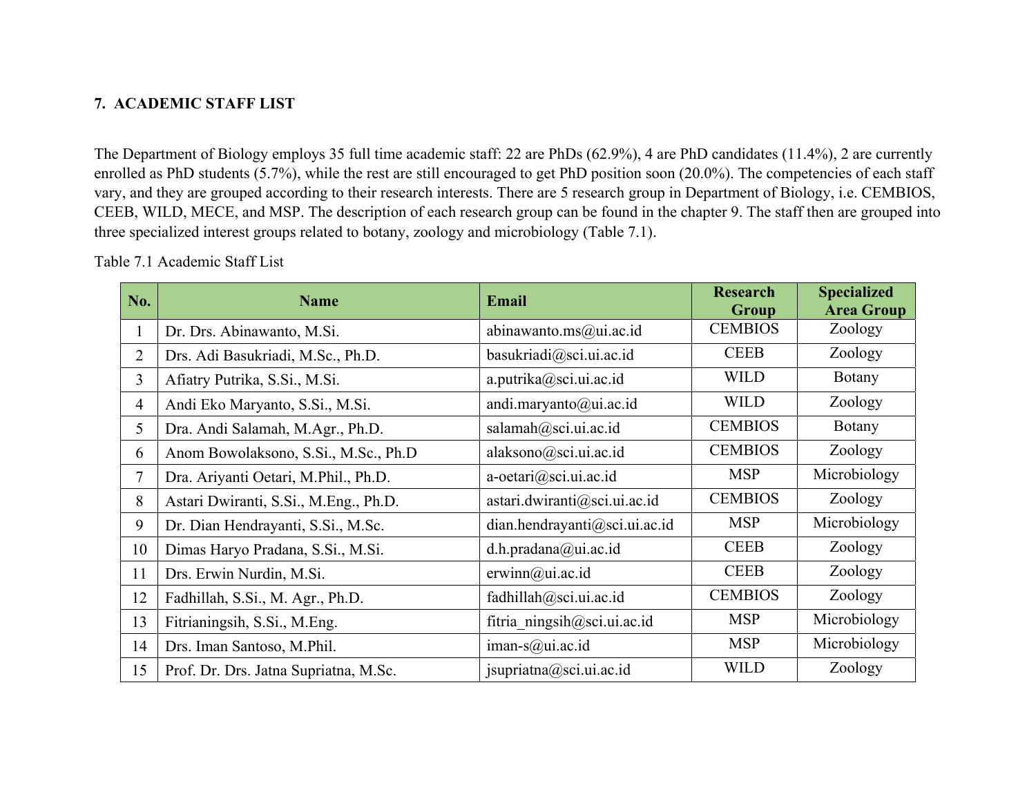## 7. ACADEMIC STAFF LIST

The Department of Biology employs 35 full time academic staff: 22 are PhDs (62.9%), 4 are PhD candidates (11.4%), 2 are currently enrolled as PhD students (5.7%), while the rest are still encouraged to get PhD position soon (20.0%). The competencies of each staff vary, and they are grouped according to their research interests. There are 5 research group in Department of Biology, i.e. CEMBIOS, CEEB, WILD, MECE, and MSP. The description of each research group can be found in the chapter 9. The staff then are grouped into three specialized interest groups related to botany, zoology and microbiology (Table 7.1).

Table 7.1 Academic Staff List

| No. | Name | Email | Research Group | Specialized Area Group |
|---|---|---|---|---|
| 1 | Dr. Drs. Abinawanto, M.Si. | abinawanto.ms@ui.ac.id | CEMBIOS | Zoology |
| 2 | Drs. Adi Basukriadi, M.Sc., Ph.D. | basukriadi@sci.ui.ac.id | CEEB | Zoology |
| 3 | Afiatry Putrika, S.Si., M.Si. | a.putrika@sci.ui.ac.id | WILD | Botany |
| 4 | Andi Eko Maryanto, S.Si., M.Si. | andi.maryanto@ui.ac.id | WILD | Zoology |
| 5 | Dra. Andi Salamah, M.Agr., Ph.D. | salamah@sci.ui.ac.id | CEMBIOS | Botany |
| 6 | Anom Bowolaksono, S.Si., M.Sc., Ph.D | alaksono@sci.ui.ac.id | CEMBIOS | Zoology |
| 7 | Dra. Ariyanti Oetari, M.Phil., Ph.D. | a-oetari@sci.ui.ac.id | MSP | Microbiology |
| 8 | Astari Dwiranti, S.Si., M.Eng., Ph.D. | astari.dwiranti@sci.ui.ac.id | CEMBIOS | Zoology |
| 9 | Dr. Dian Hendrayanti, S.Si., M.Sc. | dian.hendrayanti@sci.ui.ac.id | MSP | Microbiology |
| 10 | Dimas Haryo Pradana, S.Si., M.Si. | d.h.pradana@ui.ac.id | CEEB | Zoology |
| 11 | Drs. Erwin Nurdin, M.Si. | erwinn@ui.ac.id | CEEB | Zoology |
| 12 | Fadhillah, S.Si., M. Agr., Ph.D. | fadhillah@sci.ui.ac.id | CEMBIOS | Zoology |
| 13 | Fitrianingsih, S.Si., M.Eng. | fitria_ningsih@sci.ui.ac.id | MSP | Microbiology |
| 14 | Drs. Iman Santoso, M.Phil. | iman-s@ui.ac.id | MSP | Microbiology |
| 15 | Prof. Dr. Drs. Jatna Supriatna, M.Sc. | jsupriatna@sci.ui.ac.id | WILD | Zoology |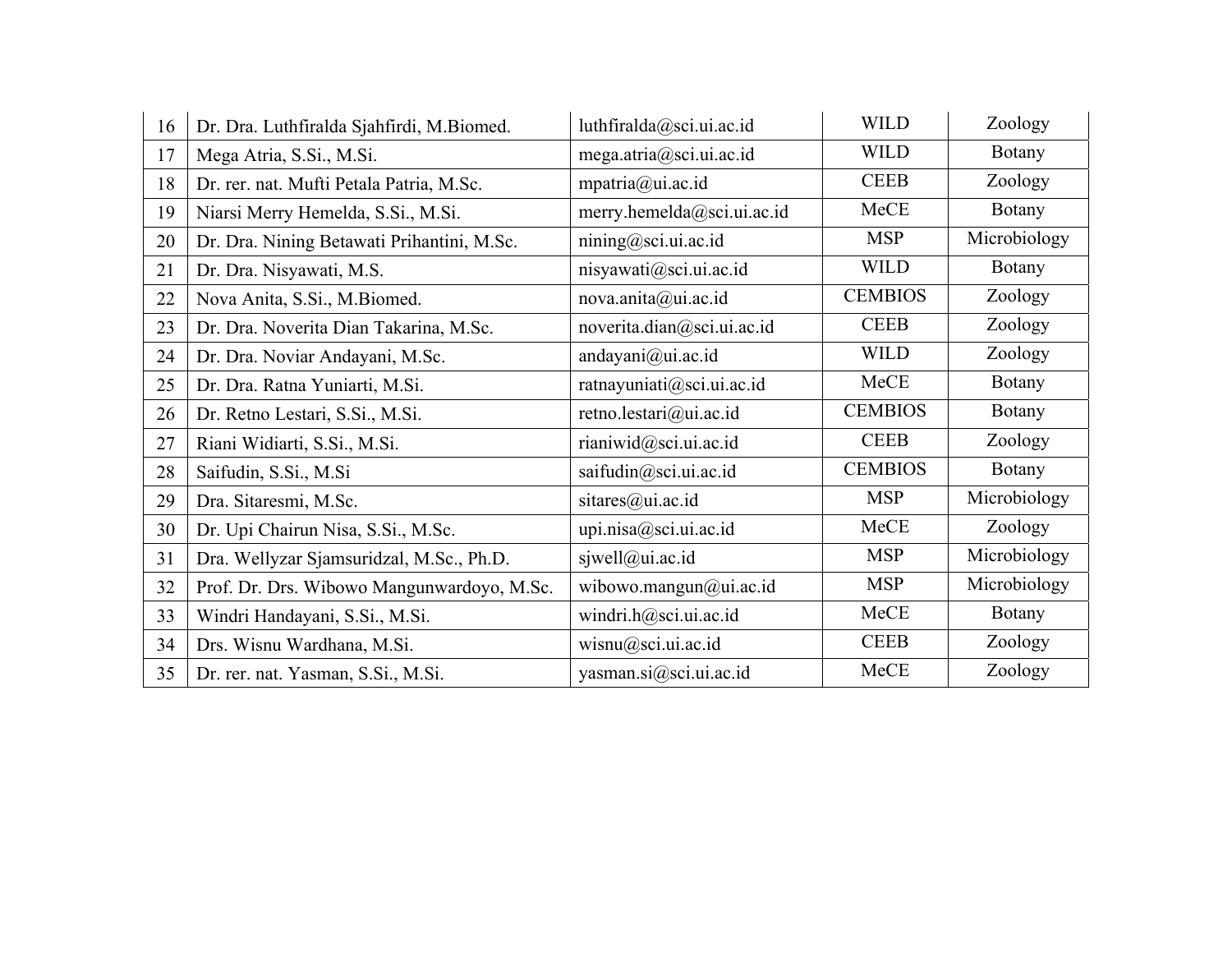| 16 | Dr. Dra. Luthfiralda Sjahfirdi, M.Biomed. | luthfiralda@sci.ui.ac.id | WILD | Zoology |
|---|---|---|---|---|
| 17 | Mega Atria, S.Si., M.Si. | mega.atria@sci.ui.ac.id | WILD | Botany |
| 18 | Dr. rer. nat. Mufti Petala Patria, M.Sc. | mpatria@ui.ac.id | CEEB | Zoology |
| 19 | Niarsi Merry Hemelda, S.Si., M.Si. | merry.hemelda@sci.ui.ac.id | MeCE | Botany |
| 20 | Dr. Dra. Nining Betawati Prihantini, M.Sc. | nining@sci.ui.ac.id | MSP | Microbiology |
| 21 | Dr. Dra. Nisyawati, M.S. | nisyawati@sci.ui.ac.id | WILD | Botany |
| 22 | Nova Anita, S.Si., M.Biomed. | nova.anita@ui.ac.id | CEMBIOS | Zoology |
| 23 | Dr. Dra. Noverita Dian Takarina, M.Sc. | noverita.dian@sci.ui.ac.id | CEEB | Zoology |
| 24 | Dr. Dra. Noviar Andayani, M.Sc. | andayani@ui.ac.id | WILD | Zoology |
| 25 | Dr. Dra. Ratna Yuniarti, M.Si. | ratnayuniati@sci.ui.ac.id | MeCE | Botany |
| 26 | Dr. Retno Lestari, S.Si., M.Si. | retno.lestari@ui.ac.id | CEMBIOS | Botany |
| 27 | Riani Widiarti, S.Si., M.Si. | rianiwid@sci.ui.ac.id | CEEB | Zoology |
| 28 | Saifudin, S.Si., M.Si | saifudin@sci.ui.ac.id | CEMBIOS | Botany |
| 29 | Dra. Sitaresmi, M.Sc. | sitares@ui.ac.id | MSP | Microbiology |
| 30 | Dr. Upi Chairun Nisa, S.Si., M.Sc. | upi.nisa@sci.ui.ac.id | MeCE | Zoology |
| 31 | Dra. Wellyzar Sjamsuridzal, M.Sc., Ph.D. | sjwell@ui.ac.id | MSP | Microbiology |
| 32 | Prof. Dr. Drs. Wibowo Mangunwardoyo, M.Sc. | wibowo.mangun@ui.ac.id | MSP | Microbiology |
| 33 | Windri Handayani, S.Si., M.Si. | windri.h@sci.ui.ac.id | MeCE | Botany |
| 34 | Drs. Wisnu Wardhana, M.Si. | wisnu@sci.ui.ac.id | CEEB | Zoology |
| 35 | Dr. rer. nat. Yasman, S.Si., M.Si. | yasman.si@sci.ui.ac.id | MeCE | Zoology |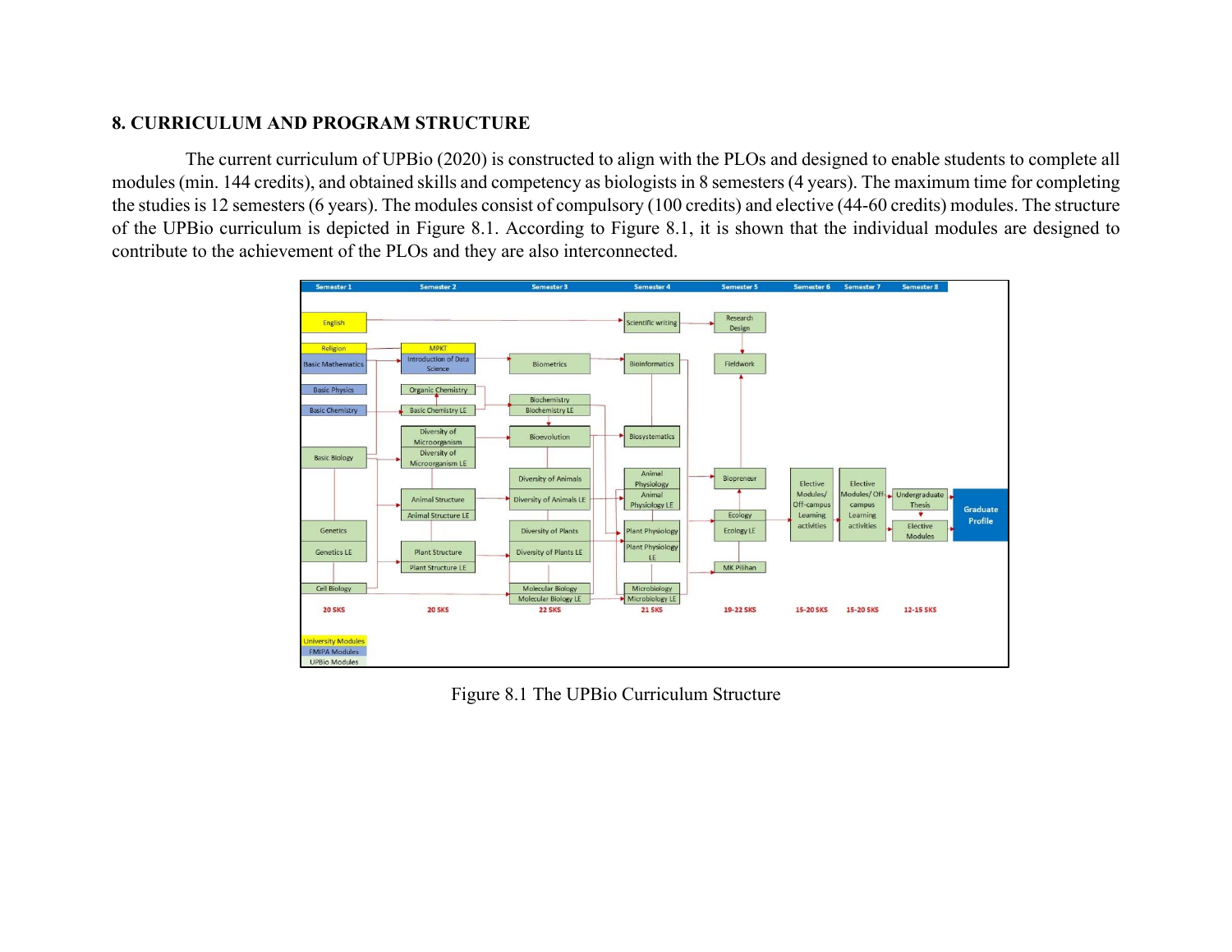## 8. CURRICULUM AND PROGRAM STRUCTURE

The current curriculum of UPBio (2020) is constructed to align with the PLOs and designed to enable students to complete all modules (min. 144 credits), and obtained skills and competency as biologists in 8 semesters (4 years). The maximum time for completing the studies is 12 semesters (6 years). The modules consist of compulsory (100 credits) and elective (44-60 credits) modules. The structure of the UPBio curriculum is depicted in Figure 8.1. According to Figure 8.1, it is shown that the individual modules are designed to contribute to the achievement of the PLOs and they are also interconnected.

Figure 8.1 The UPBio Curriculum Structure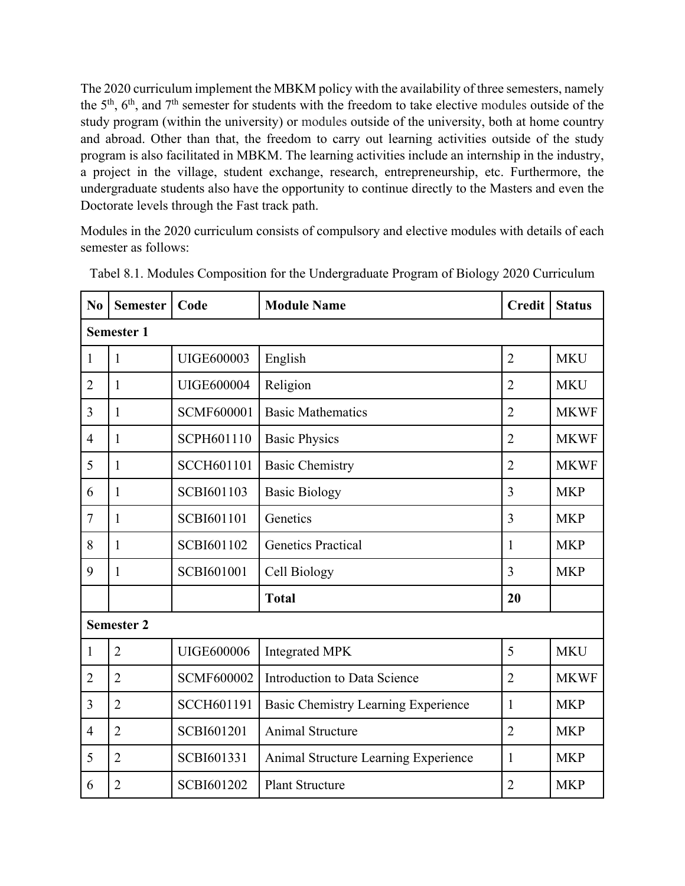The 2020 curriculum implement the MBKM policy with the availability of three semesters, namely the 5th, 6th, and 7th semester for students with the freedom to take elective modules outside of the study program (within the university) or modules outside of the university, both at home country and abroad. Other than that, the freedom to carry out learning activities outside of the study program is also facilitated in MBKM. The learning activities include an internship in the industry, a project in the village, student exchange, research, entrepreneurship, etc. Furthermore, the undergraduate students also have the opportunity to continue directly to the Masters and even the Doctorate levels through the Fast track path.

Modules in the 2020 curriculum consists of compulsory and elective modules with details of each semester as follows:

Tabel 8.1. Modules Composition for the Undergraduate Program of Biology 2020 Curriculum

| No | Semester | Code | Module Name | Credit | Status |
|---|---|---|---|---|---|
| **Semester 1** | | | | | |
| 1 | 1 | UIGE600003 | English | 2 | MKU |
| 2 | 1 | UIGE600004 | Religion | 2 | MKU |
| 3 | 1 | SCMF600001 | Basic Mathematics | 2 | MKWF |
| 4 | 1 | SCPH601110 | Basic Physics | 2 | MKWF |
| 5 | 1 | SCCH601101 | Basic Chemistry | 2 | MKWF |
| 6 | 1 | SCBI601103 | Basic Biology | 3 | MKP |
| 7 | 1 | SCBI601101 | Genetics | 3 | MKP |
| 8 | 1 | SCBI601102 | Genetics Practical | 1 | MKP |
| 9 | 1 | SCBI601001 | Cell Biology | 3 | MKP |
| | | | **Total** | **20** | |
| **Semester 2** | | | | | |
| 1 | 2 | UIGE600006 | Integrated MPK | 5 | MKU |
| 2 | 2 | SCMF600002 | Introduction to Data Science | 2 | MKWF |
| 3 | 2 | SCCH601191 | Basic Chemistry Learning Experience | 1 | MKP |
| 4 | 2 | SCBI601201 | Animal Structure | 2 | MKP |
| 5 | 2 | SCBI601331 | Animal Structure Learning Experience | 1 | MKP |
| 6 | 2 | SCBI601202 | Plant Structure | 2 | MKP |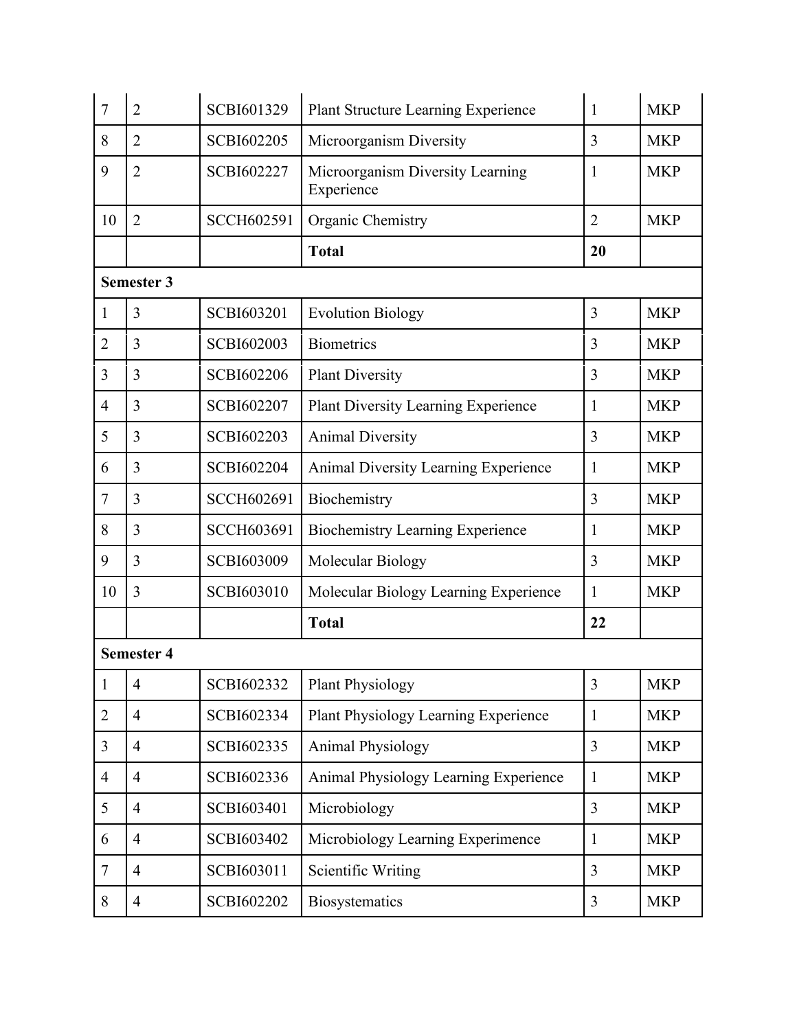| | | | | | |
|---|---|---|---|---|---|
| 7 | 2 | SCBI601329 | Plant Structure Learning Experience | 1 | MKP |
| 8 | 2 | SCBI602205 | Microorganism Diversity | 3 | MKP |
| 9 | 2 | SCBI602227 | Microorganism Diversity Learning Experience | 1 | MKP |
| 10 | 2 | SCCH602591 | Organic Chemistry | 2 | MKP |
| | | | **Total** | **20** | |
| **Semester 3** | | | | | |
| 1 | 3 | SCBI603201 | Evolution Biology | 3 | MKP |
| 2 | 3 | SCBI602003 | Biometrics | 3 | MKP |
| 3 | 3 | SCBI602206 | Plant Diversity | 3 | MKP |
| 4 | 3 | SCBI602207 | Plant Diversity Learning Experience | 1 | MKP |
| 5 | 3 | SCBI602203 | Animal Diversity | 3 | MKP |
| 6 | 3 | SCBI602204 | Animal Diversity Learning Experience | 1 | MKP |
| 7 | 3 | SCCH602691 | Biochemistry | 3 | MKP |
| 8 | 3 | SCCH603691 | Biochemistry Learning Experience | 1 | MKP |
| 9 | 3 | SCBI603009 | Molecular Biology | 3 | MKP |
| 10 | 3 | SCBI603010 | Molecular Biology Learning Experience | 1 | MKP |
| | | | **Total** | **22** | |
| **Semester 4** | | | | | |
| 1 | 4 | SCBI602332 | Plant Physiology | 3 | MKP |
| 2 | 4 | SCBI602334 | Plant Physiology Learning Experience | 1 | MKP |
| 3 | 4 | SCBI602335 | Animal Physiology | 3 | MKP |
| 4 | 4 | SCBI602336 | Animal Physiology Learning Experience | 1 | MKP |
| 5 | 4 | SCBI603401 | Microbiology | 3 | MKP |
| 6 | 4 | SCBI603402 | Microbiology Learning Experimence | 1 | MKP |
| 7 | 4 | SCBI603011 | Scientific Writing | 3 | MKP |
| 8 | 4 | SCBI602202 | Biosystematics | 3 | MKP |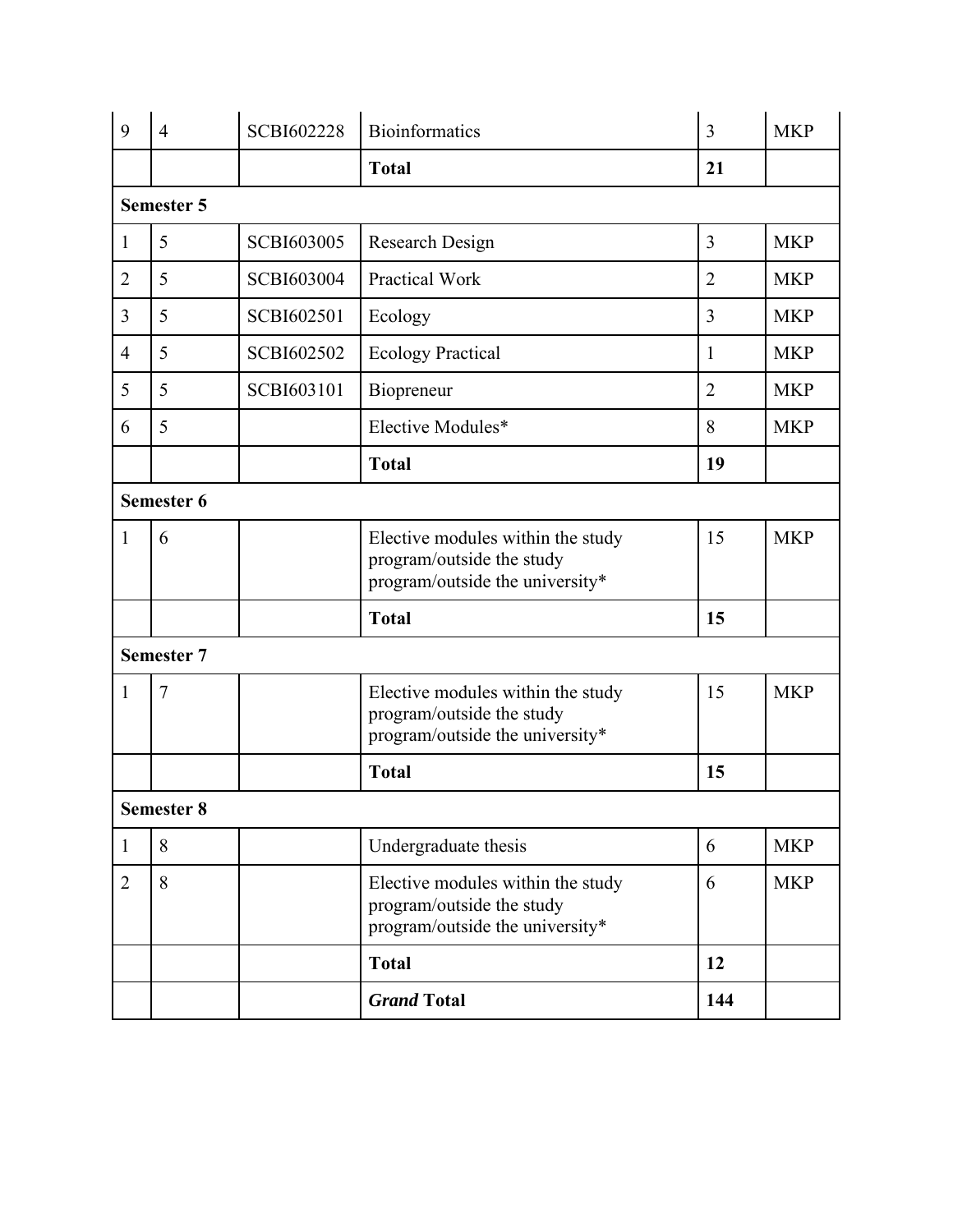| 9 | 4 | SCBI602228 | Bioinformatics | 3 | MKP |
|---|---|---|---|---|---|
| | | | **Total** | **21** | |
| **Semester 5** | | | | | |
| 1 | 5 | SCBI603005 | Research Design | 3 | MKP |
| 2 | 5 | SCBI603004 | Practical Work | 2 | MKP |
| 3 | 5 | SCBI602501 | Ecology | 3 | MKP |
| 4 | 5 | SCBI602502 | Ecology Practical | 1 | MKP |
| 5 | 5 | SCBI603101 | Biopreneur | 2 | MKP |
| 6 | 5 | | Elective Modules* | 8 | MKP |
| | | | **Total** | **19** | |
| **Semester 6** | | | | | |
| 1 | 6 | | Elective modules within the study program/outside the study program/outside the university* | 15 | MKP |
| | | | **Total** | **15** | |
| **Semester 7** | | | | | |
| 1 | 7 | | Elective modules within the study program/outside the study program/outside the university* | 15 | MKP |
| | | | **Total** | **15** | |
| **Semester 8** | | | | | |
| 1 | 8 | | Undergraduate thesis | 6 | MKP |
| 2 | 8 | | Elective modules within the study program/outside the study program/outside the university* | 6 | MKP |
| | | | **Total** | **12** | |
| | | | ***Grand* Total** | **144** | |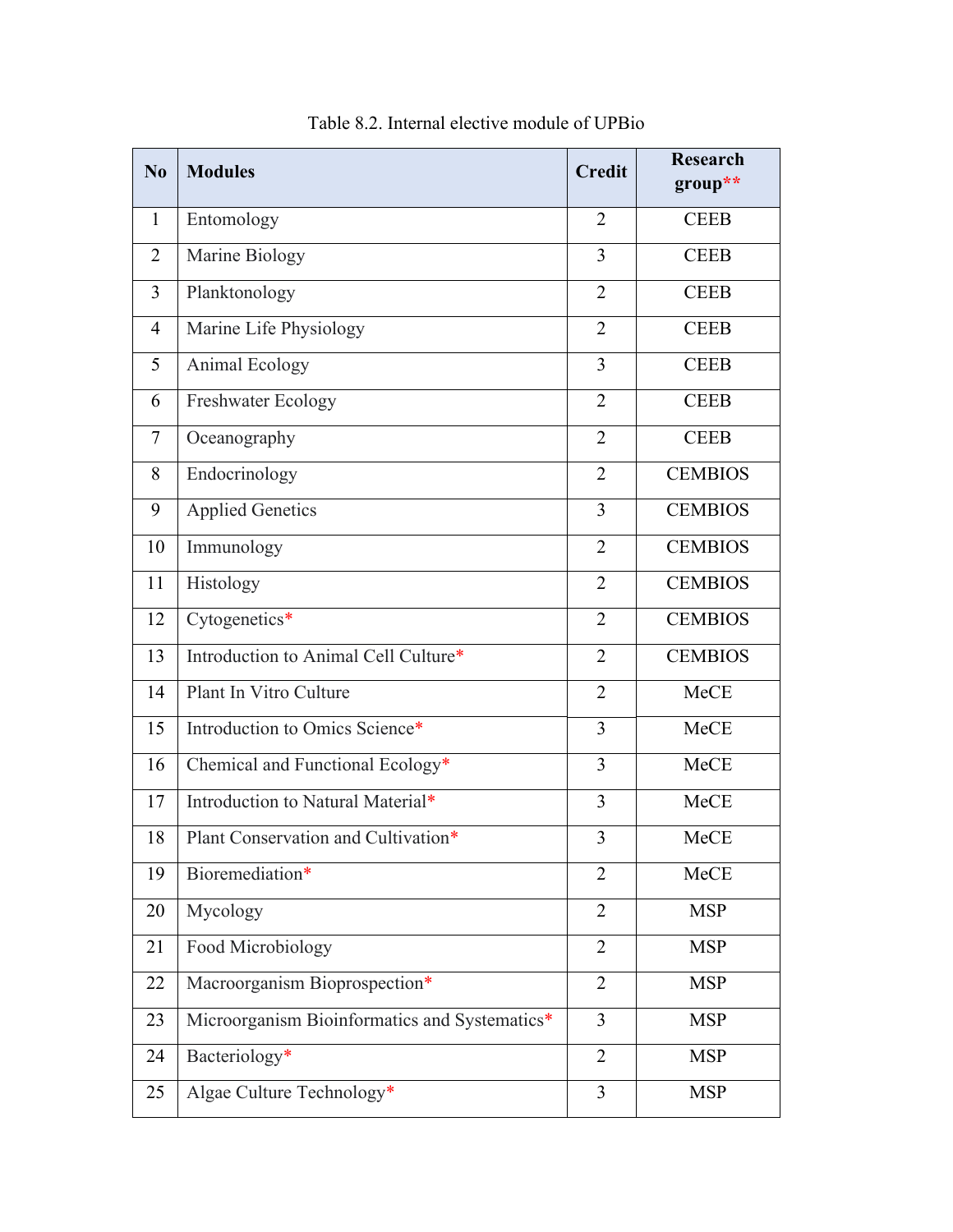Table 8.2. Internal elective module of UPBio

| No | Modules | Credit | Research group** |
|---|---|---|---|
| 1 | Entomology | 2 | CEEB |
| 2 | Marine Biology | 3 | CEEB |
| 3 | Planktonology | 2 | CEEB |
| 4 | Marine Life Physiology | 2 | CEEB |
| 5 | Animal Ecology | 3 | CEEB |
| 6 | Freshwater Ecology | 2 | CEEB |
| 7 | Oceanography | 2 | CEEB |
| 8 | Endocrinology | 2 | CEMBIOS |
| 9 | Applied Genetics | 3 | CEMBIOS |
| 10 | Immunology | 2 | CEMBIOS |
| 11 | Histology | 2 | CEMBIOS |
| 12 | Cytogenetics* | 2 | CEMBIOS |
| 13 | Introduction to Animal Cell Culture* | 2 | CEMBIOS |
| 14 | Plant In Vitro Culture | 2 | MeCE |
| 15 | Introduction to Omics Science* | 3 | MeCE |
| 16 | Chemical and Functional Ecology* | 3 | MeCE |
| 17 | Introduction to Natural Material* | 3 | MeCE |
| 18 | Plant Conservation and Cultivation* | 3 | MeCE |
| 19 | Bioremediation* | 2 | MeCE |
| 20 | Mycology | 2 | MSP |
| 21 | Food Microbiology | 2 | MSP |
| 22 | Macroorganism Bioprospection* | 2 | MSP |
| 23 | Microorganism Bioinformatics and Systematics* | 3 | MSP |
| 24 | Bacteriology* | 2 | MSP |
| 25 | Algae Culture Technology* | 3 | MSP |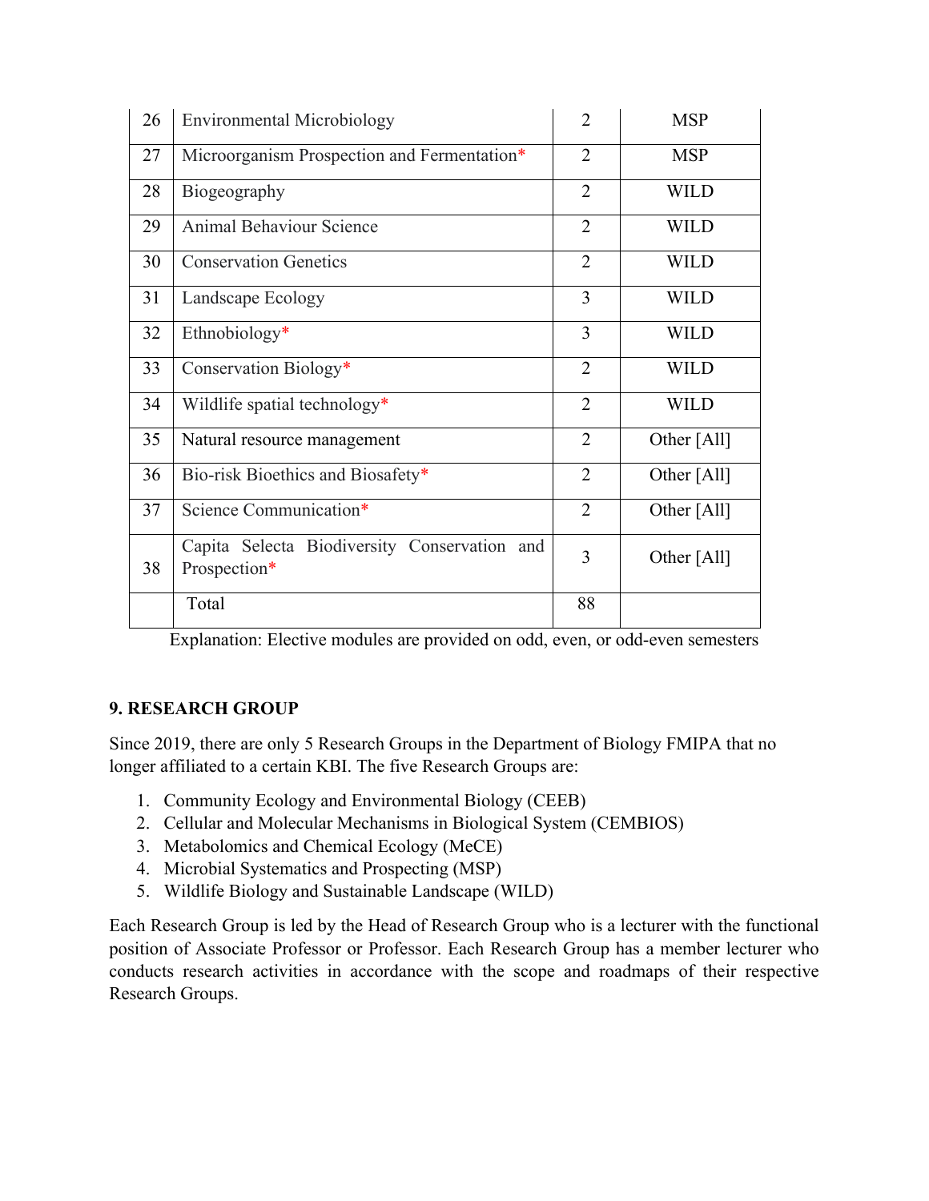| 26 | Environmental Microbiology | 2 | MSP |
|---|---|---|---|
| 27 | Microorganism Prospection and Fermentation* | 2 | MSP |
| 28 | Biogeography | 2 | WILD |
| 29 | Animal Behaviour Science | 2 | WILD |
| 30 | Conservation Genetics | 2 | WILD |
| 31 | Landscape Ecology | 3 | WILD |
| 32 | Ethnobiology* | 3 | WILD |
| 33 | Conservation Biology* | 2 | WILD |
| 34 | Wildlife spatial technology* | 2 | WILD |
| 35 | Natural resource management | 2 | Other [All] |
| 36 | Bio-risk Bioethics and Biosafety* | 2 | Other [All] |
| 37 | Science Communication* | 2 | Other [All] |
| 38 | Capita Selecta Biodiversity Conservation and Prospection* | 3 | Other [All] |
| | Total | 88 | |

Explanation: Elective modules are provided on odd, even, or odd-even semesters

**9. RESEARCH GROUP**

Since 2019, there are only 5 Research Groups in the Department of Biology FMIPA that no longer affiliated to a certain KBI. The five Research Groups are:

1. Community Ecology and Environmental Biology (CEEB)
2. Cellular and Molecular Mechanisms in Biological System (CEMBIOS)
3. Metabolomics and Chemical Ecology (MeCE)
4. Microbial Systematics and Prospecting (MSP)
5. Wildlife Biology and Sustainable Landscape (WILD)

Each Research Group is led by the Head of Research Group who is a lecturer with the functional position of Associate Professor or Professor. Each Research Group has a member lecturer who conducts research activities in accordance with the scope and roadmaps of their respective Research Groups.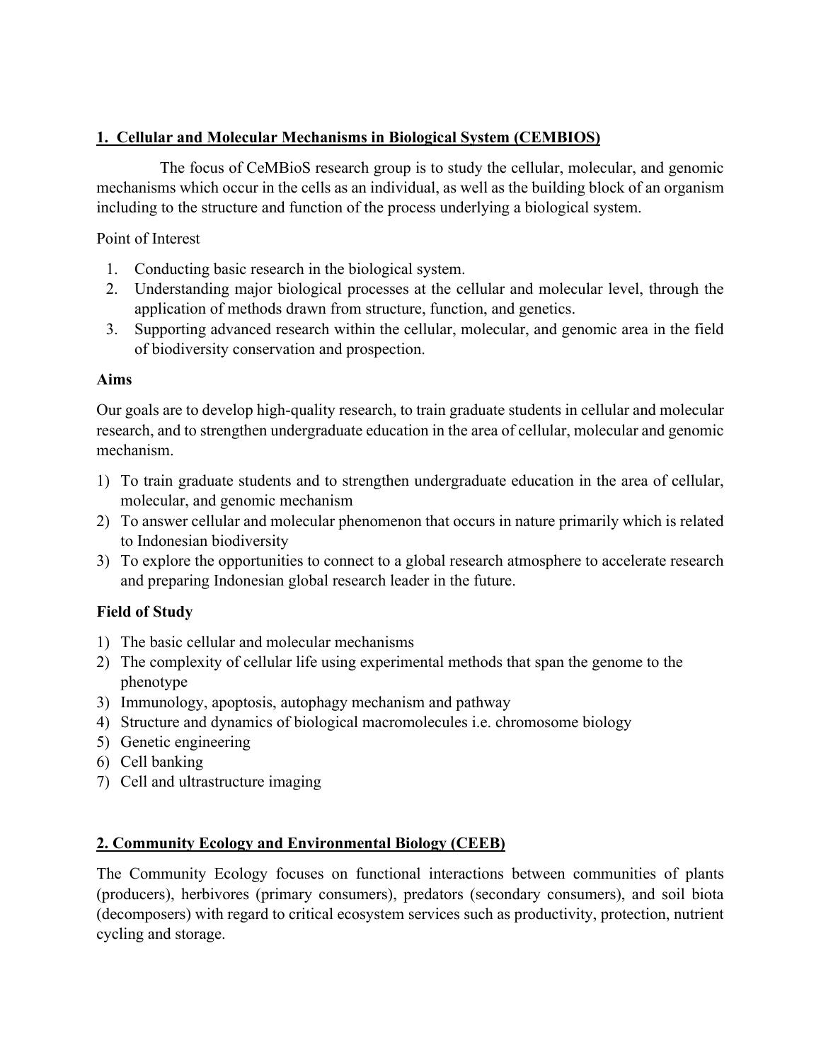## 1. Cellular and Molecular Mechanisms in Biological System (CEMBIOS)

The focus of CeMBioS research group is to study the cellular, molecular, and genomic mechanisms which occur in the cells as an individual, as well as the building block of an organism including to the structure and function of the process underlying a biological system.

Point of Interest

1. Conducting basic research in the biological system.
2. Understanding major biological processes at the cellular and molecular level, through the application of methods drawn from structure, function, and genetics.
3. Supporting advanced research within the cellular, molecular, and genomic area in the field of biodiversity conservation and prospection.

**Aims**

Our goals are to develop high-quality research, to train graduate students in cellular and molecular research, and to strengthen undergraduate education in the area of cellular, molecular and genomic mechanism.

1) To train graduate students and to strengthen undergraduate education in the area of cellular, molecular, and genomic mechanism
2) To answer cellular and molecular phenomenon that occurs in nature primarily which is related to Indonesian biodiversity
3) To explore the opportunities to connect to a global research atmosphere to accelerate research and preparing Indonesian global research leader in the future.

**Field of Study**

1) The basic cellular and molecular mechanisms
2) The complexity of cellular life using experimental methods that span the genome to the phenotype
3) Immunology, apoptosis, autophagy mechanism and pathway
4) Structure and dynamics of biological macromolecules i.e. chromosome biology
5) Genetic engineering
6) Cell banking
7) Cell and ultrastructure imaging

## 2. Community Ecology and Environmental Biology (CEEB)

The Community Ecology focuses on functional interactions between communities of plants (producers), herbivores (primary consumers), predators (secondary consumers), and soil biota (decomposers) with regard to critical ecosystem services such as productivity, protection, nutrient cycling and storage.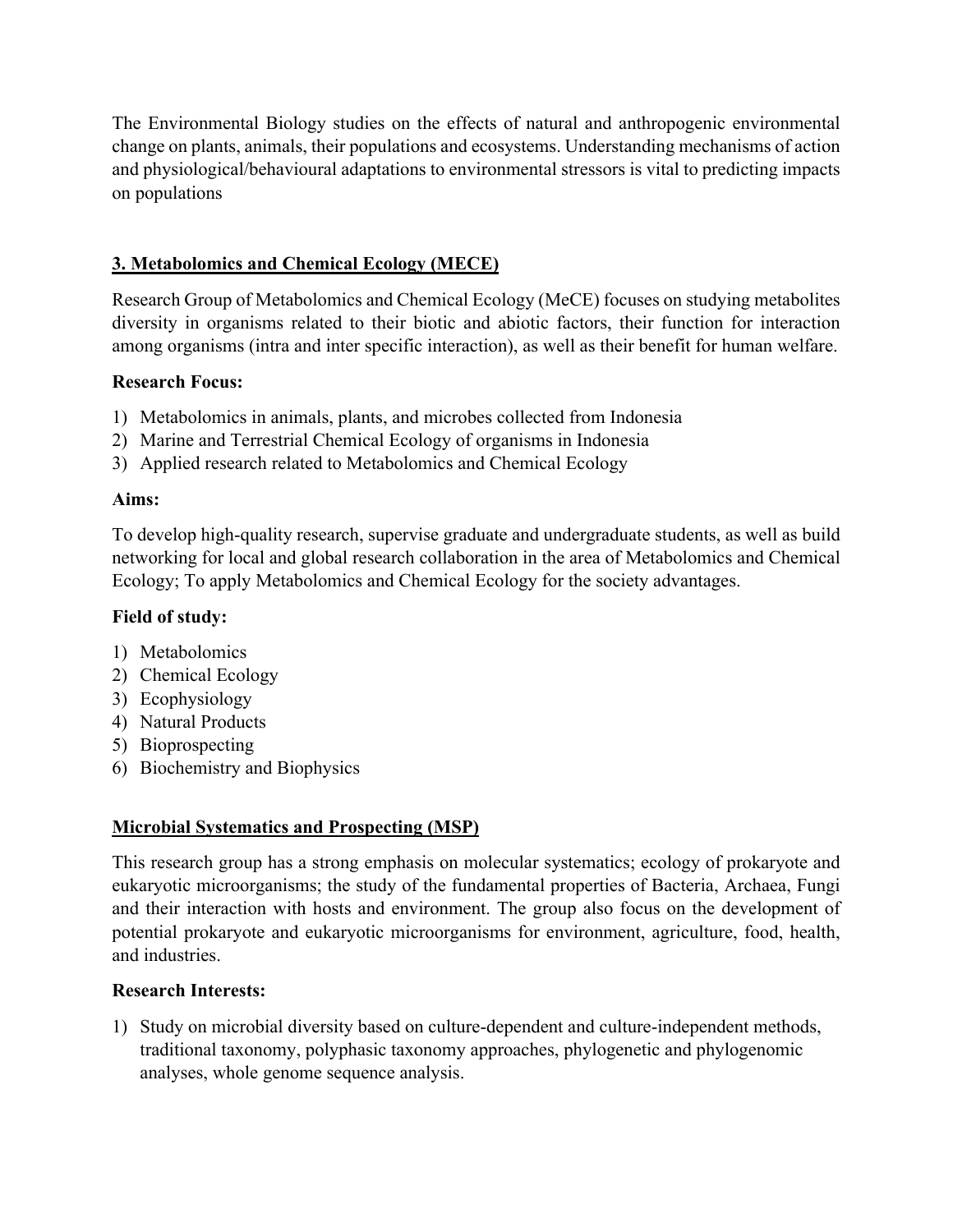The Environmental Biology studies on the effects of natural and anthropogenic environmental change on plants, animals, their populations and ecosystems. Understanding mechanisms of action and physiological/behavioural adaptations to environmental stressors is vital to predicting impacts on populations

## 3. Metabolomics and Chemical Ecology (MECE)

Research Group of Metabolomics and Chemical Ecology (MeCE) focuses on studying metabolites diversity in organisms related to their biotic and abiotic factors, their function for interaction among organisms (intra and inter specific interaction), as well as their benefit for human welfare.

**Research Focus:**

1) Metabolomics in animals, plants, and microbes collected from Indonesia
2) Marine and Terrestrial Chemical Ecology of organisms in Indonesia
3) Applied research related to Metabolomics and Chemical Ecology

**Aims:**

To develop high-quality research, supervise graduate and undergraduate students, as well as build networking for local and global research collaboration in the area of Metabolomics and Chemical Ecology; To apply Metabolomics and Chemical Ecology for the society advantages.

**Field of study:**

1) Metabolomics
2) Chemical Ecology
3) Ecophysiology
4) Natural Products
5) Bioprospecting
6) Biochemistry and Biophysics

## Microbial Systematics and Prospecting (MSP)

This research group has a strong emphasis on molecular systematics; ecology of prokaryote and eukaryotic microorganisms; the study of the fundamental properties of Bacteria, Archaea, Fungi and their interaction with hosts and environment. The group also focus on the development of potential prokaryote and eukaryotic microorganisms for environment, agriculture, food, health, and industries.

**Research Interests:**

1) Study on microbial diversity based on culture-dependent and culture-independent methods, traditional taxonomy, polyphasic taxonomy approaches, phylogenetic and phylogenomic analyses, whole genome sequence analysis.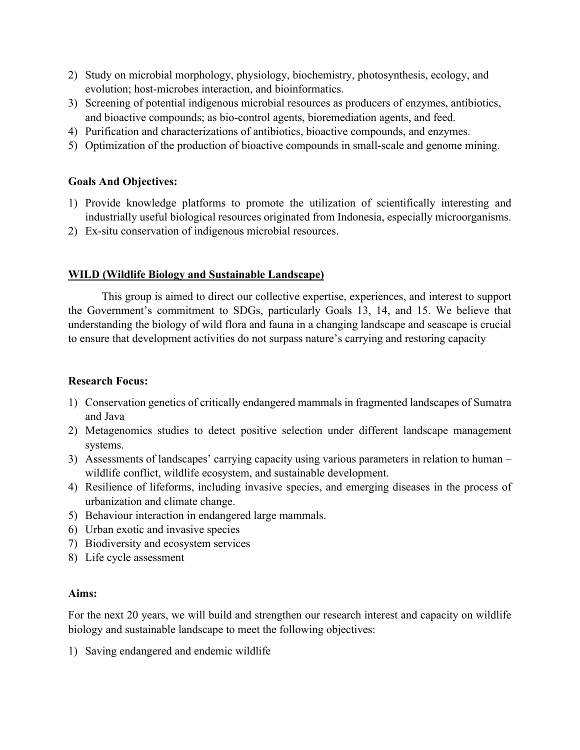2) Study on microbial morphology, physiology, biochemistry, photosynthesis, ecology, and evolution; host-microbes interaction, and bioinformatics.
3) Screening of potential indigenous microbial resources as producers of enzymes, antibiotics, and bioactive compounds; as bio-control agents, bioremediation agents, and feed.
4) Purification and characterizations of antibiotics, bioactive compounds, and enzymes.
5) Optimization of the production of bioactive compounds in small-scale and genome mining.

**Goals And Objectives:**

1) Provide knowledge platforms to promote the utilization of scientifically interesting and industrially useful biological resources originated from Indonesia, especially microorganisms.
2) Ex-situ conservation of indigenous microbial resources.

**<u>WILD (Wildlife Biology and Sustainable Landscape)</u>**

This group is aimed to direct our collective expertise, experiences, and interest to support the Government's commitment to SDGs, particularly Goals 13, 14, and 15. We believe that understanding the biology of wild flora and fauna in a changing landscape and seascape is crucial to ensure that development activities do not surpass nature's carrying and restoring capacity

**Research Focus:**

1) Conservation genetics of critically endangered mammals in fragmented landscapes of Sumatra and Java
2) Metagenomics studies to detect positive selection under different landscape management systems.
3) Assessments of landscapes' carrying capacity using various parameters in relation to human – wildlife conflict, wildlife ecosystem, and sustainable development.
4) Resilience of lifeforms, including invasive species, and emerging diseases in the process of urbanization and climate change.
5) Behaviour interaction in endangered large mammals.
6) Urban exotic and invasive species
7) Biodiversity and ecosystem services
8) Life cycle assessment

**Aims:**

For the next 20 years, we will build and strengthen our research interest and capacity on wildlife biology and sustainable landscape to meet the following objectives:

1) Saving endangered and endemic wildlife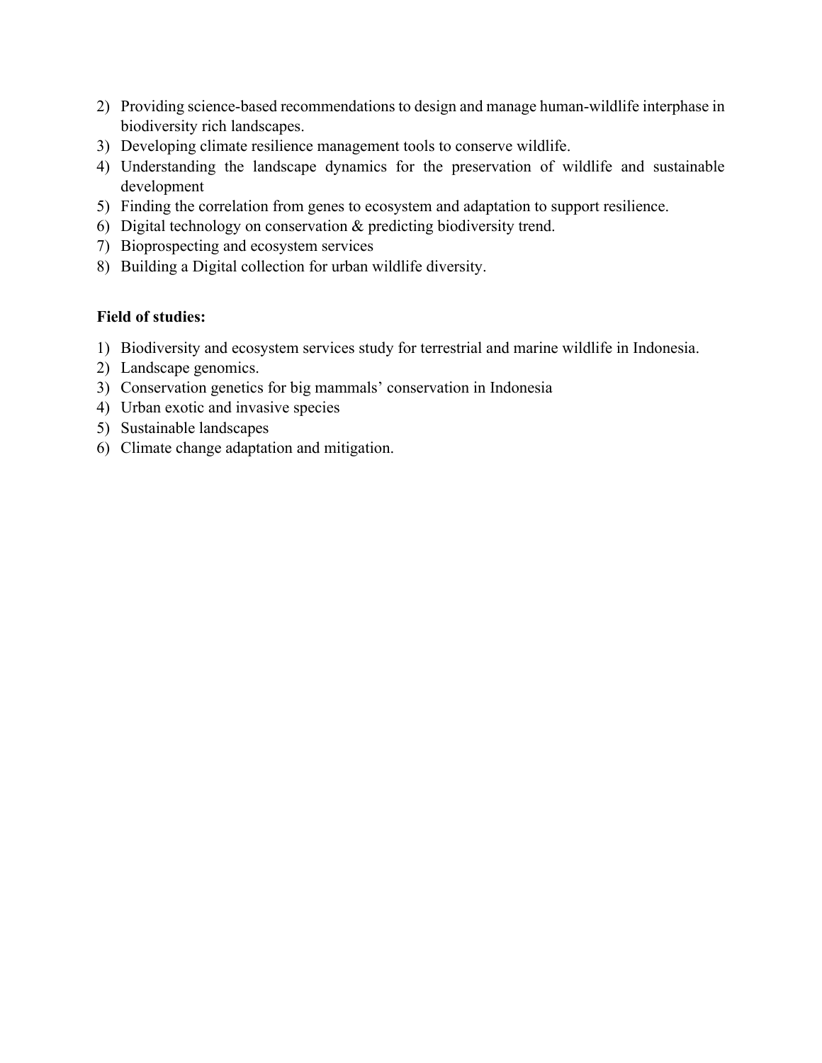2) Providing science-based recommendations to design and manage human-wildlife interphase in biodiversity rich landscapes.
3) Developing climate resilience management tools to conserve wildlife.
4) Understanding the landscape dynamics for the preservation of wildlife and sustainable development
5) Finding the correlation from genes to ecosystem and adaptation to support resilience.
6) Digital technology on conservation & predicting biodiversity trend.
7) Bioprospecting and ecosystem services
8) Building a Digital collection for urban wildlife diversity.

**Field of studies:**

1) Biodiversity and ecosystem services study for terrestrial and marine wildlife in Indonesia.
2) Landscape genomics.
3) Conservation genetics for big mammals' conservation in Indonesia
4) Urban exotic and invasive species
5) Sustainable landscapes
6) Climate change adaptation and mitigation.